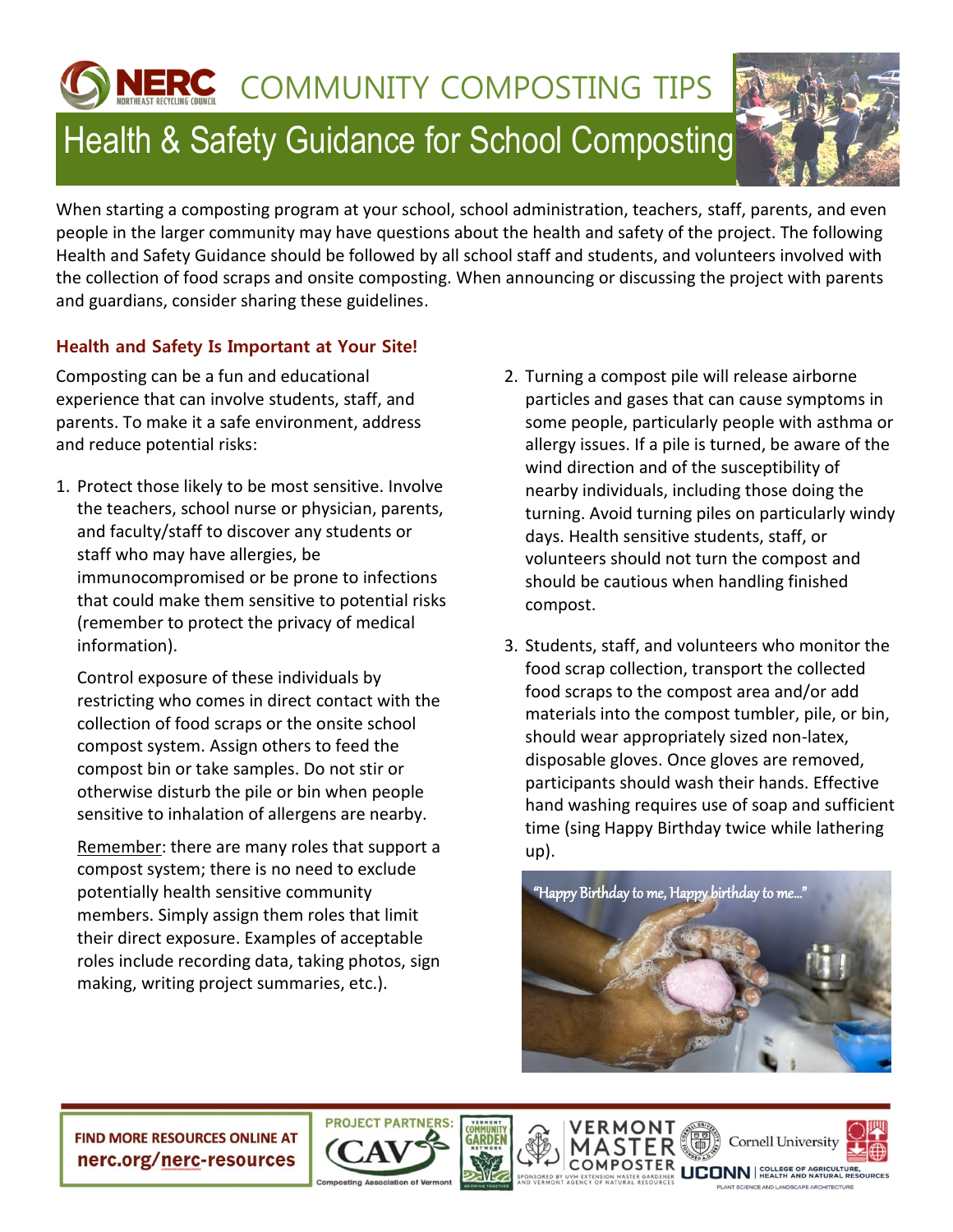# COMMUNITY COMPOSTING TIPS

## Health & Safety Guidance for School Composting

When starting a composting program at your school, school administration, teachers, staff, parents, and even people in the larger community may have questions about the health and safety of the project. The following Health and Safety Guidance should be followed by all school staff and students, and volunteers involved with the collection of food scraps and onsite composting. When announcing or discussing the project with parents and guardians, consider sharing these guidelines.

### Health and Safety Is Important at Your Site!

Composting can be a fun and educational experience that can involve students, staff, and parents. To make it a safe environment, address and reduce potential risks:

1. Protect those likely to be most sensitive. Involve the teachers, school nurse or physician, parents, and faculty/staff to discover any students or staff who may have allergies, be immunocompromised or be prone to infections that could make them sensitive to potential risks (remember to protect the privacy of medical information).

   Control exposure of these individuals by restricting who comes in direct contact with the collection of food scraps or the onsite school compost system. Assign others to feed the compost bin or take samples. Do not stir or otherwise disturb the pile or bin when people sensitive to inhalation of allergens are nearby.

   Remember: there are many roles that support a compost system; there is no need to exclude potentially health sensitive community members. Simply assign them roles that limit their direct exposure. Examples of acceptable roles include recording data, taking photos, sign making, writing project summaries, etc.).

2. Turning a compost pile will release airborne particles and gases that can cause symptoms in some people, particularly people with asthma or allergy issues. If a pile is turned, be aware of the wind direction and of the susceptibility of nearby individuals, including those doing the turning. Avoid turning piles on particularly windy days. Health sensitive students, staff, or volunteers should not turn the compost and should be cautious when handling finished compost.

3. Students, staff, and volunteers who monitor the food scrap collection, transport the collected food scraps to the compost area and/or add materials into the compost tumbler, pile, or bin, should wear appropriately sized non-latex, disposable gloves. Once gloves are removed, participants should wash their hands. Effective hand washing requires use of soap and sufficient time (sing Happy Birthday twice while lathering up).

"Happy Birthday to me, Happy birthday to me..."

FIND MORE RESOURCES ONLINE AT nerc.org/nerc-resources

PROJECT PARTNERS: CAV Composting Association of Vermont, Vermont Community Garden Network, Vermont Master Composter (Sponsored by UVM Extension Master Gardener and Vermont Agency of Natural Resources), Cornell University, UCONN College of Agriculture, Health and Natural Resources – Plant Science and Landscape Architecture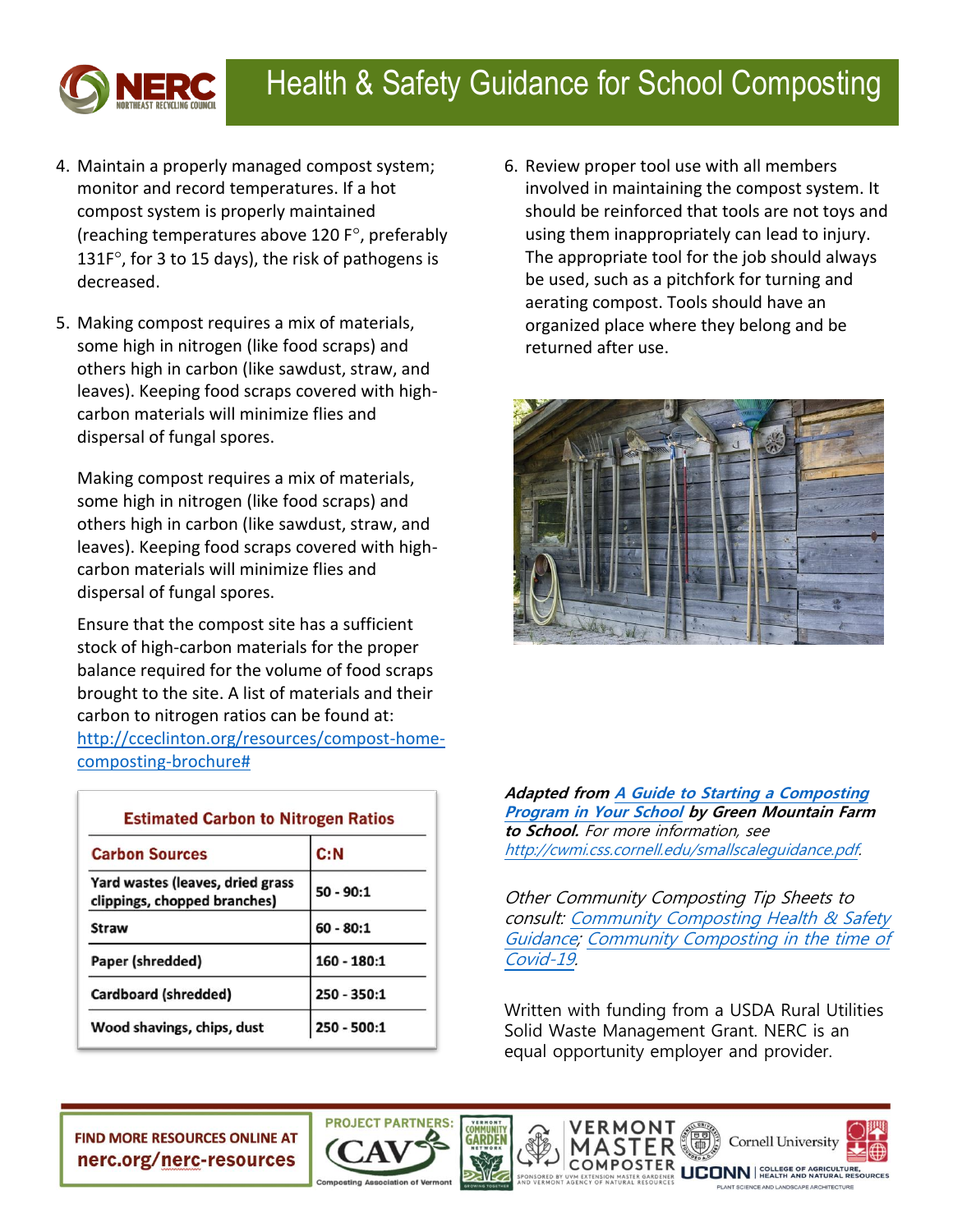# Health & Safety Guidance for School Composting

4. Maintain a properly managed compost system; monitor and record temperatures. If a hot compost system is properly maintained (reaching temperatures above 120 F°, preferably 131F°, for 3 to 15 days), the risk of pathogens is decreased.

5. Making compost requires a mix of materials, some high in nitrogen (like food scraps) and others high in carbon (like sawdust, straw, and leaves). Keeping food scraps covered with high-carbon materials will minimize flies and dispersal of fungal spores.

   Making compost requires a mix of materials, some high in nitrogen (like food scraps) and others high in carbon (like sawdust, straw, and leaves). Keeping food scraps covered with high-carbon materials will minimize flies and dispersal of fungal spores.

   Ensure that the compost site has a sufficient stock of high-carbon materials for the proper balance required for the volume of food scraps brought to the site. A list of materials and their carbon to nitrogen ratios can be found at: [http://cceclinton.org/resources/compost-home-composting-brochure#](http://cceclinton.org/resources/compost-home-composting-brochure#)

**Estimated Carbon to Nitrogen Ratios**

| Carbon Sources | C:N |
|---|---|
| Yard wastes (leaves, dried grass clippings, chopped branches) | 50 - 90:1 |
| Straw | 60 - 80:1 |
| Paper (shredded) | 160 - 180:1 |
| Cardboard (shredded) | 250 - 350:1 |
| Wood shavings, chips, dust | 250 - 500:1 |

6. Review proper tool use with all members involved in maintaining the compost system. It should be reinforced that tools are not toys and using them inappropriately can lead to injury. The appropriate tool for the job should always be used, such as a pitchfork for turning and aerating compost. Tools should have an organized place where they belong and be returned after use.

***Adapted from [A Guide to Starting a Composting Program in Your School](#) by Green Mountain Farm to School.*** *For more information, see [http://cwmi.css.cornell.edu/smallscaleguidance.pdf](http://cwmi.css.cornell.edu/smallscaleguidance.pdf).*

*Other Community Composting Tip Sheets to consult: [Community Composting Health & Safety Guidance](#); [Community Composting in the time of Covid-19](#).*

Written with funding from a USDA Rural Utilities Solid Waste Management Grant. NERC is an equal opportunity employer and provider.

FIND MORE RESOURCES ONLINE AT **nerc.org/nerc-resources**

PROJECT PARTNERS: CAV Composting Association of Vermont; Vermont Community Garden Network; Vermont Master Composter; Cornell University; UCONN College of Agriculture, Health and Natural Resources